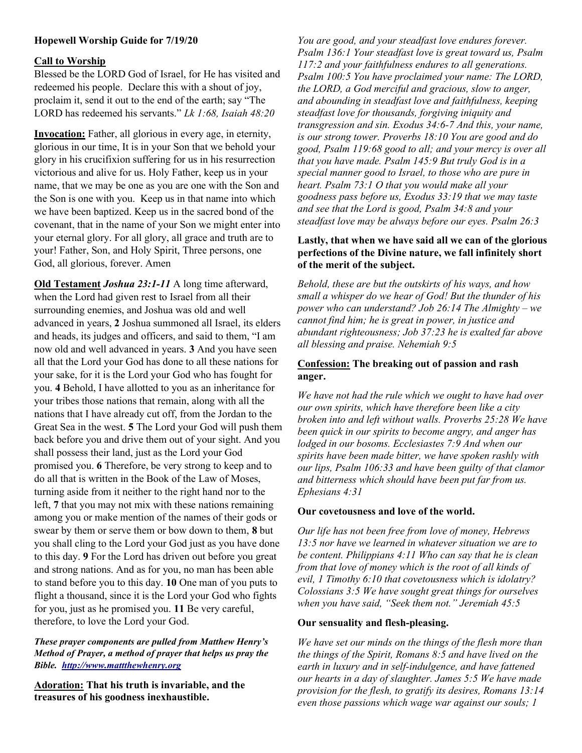**Hopewell Worship Guide for 7/19/20**

**Call to Worship**

Blessed be the LORD God of Israel, for He has visited and redeemed his people. Declare this with a shout of joy, proclaim it, send it out to the end of the earth; say "The LORD has redeemed his servants." *Lk 1:68, Isaiah 48:20*

**Invocation:** Father, all glorious in every age, in eternity, glorious in our time, It is in your Son that we behold your glory in his crucifixion suffering for us in his resurrection victorious and alive for us. Holy Father, keep us in your name, that we may be one as you are one with the Son and the Son is one with you. Keep us in that name into which we have been baptized. Keep us in the sacred bond of the covenant, that in the name of your Son we might enter into your eternal glory. For all glory, all grace and truth are to your! Father, Son, and Holy Spirit, Three persons, one God, all glorious, forever. Amen

**Old Testament** ***Joshua 23:1-11*** A long time afterward, when the Lord had given rest to Israel from all their surrounding enemies, and Joshua was old and well advanced in years, **2** Joshua summoned all Israel, its elders and heads, its judges and officers, and said to them, "I am now old and well advanced in years. **3** And you have seen all that the Lord your God has done to all these nations for your sake, for it is the Lord your God who has fought for you. **4** Behold, I have allotted to you as an inheritance for your tribes those nations that remain, along with all the nations that I have already cut off, from the Jordan to the Great Sea in the west. **5** The Lord your God will push them back before you and drive them out of your sight. And you shall possess their land, just as the Lord your God promised you. **6** Therefore, be very strong to keep and to do all that is written in the Book of the Law of Moses, turning aside from it neither to the right hand nor to the left, **7** that you may not mix with these nations remaining among you or make mention of the names of their gods or swear by them or serve them or bow down to them, **8** but you shall cling to the Lord your God just as you have done to this day. **9** For the Lord has driven out before you great and strong nations. And as for you, no man has been able to stand before you to this day. **10** One man of you puts to flight a thousand, since it is the Lord your God who fights for you, just as he promised you. **11** Be very careful, therefore, to love the Lord your God.

***These prayer components are pulled from Matthew Henry's Method of Prayer, a method of prayer that helps us pray the Bible. [http://www.mattthewhenry.org](http://www.mattthewhenry.org)***

**Adoration: That his truth is invariable, and the treasures of his goodness inexhaustible.**

*You are good, and your steadfast love endures forever. Psalm 136:1 Your steadfast love is great toward us, Psalm 117:2 and your faithfulness endures to all generations. Psalm 100:5 You have proclaimed your name: The LORD, the LORD, a God merciful and gracious, slow to anger, and abounding in steadfast love and faithfulness, keeping steadfast love for thousands, forgiving iniquity and transgression and sin. Exodus 34:6-7 And this, your name, is our strong tower. Proverbs 18:10 You are good and do good, Psalm 119:68 good to all; and your mercy is over all that you have made. Psalm 145:9 But truly God is in a special manner good to Israel, to those who are pure in heart. Psalm 73:1 O that you would make all your goodness pass before us, Exodus 33:19 that we may taste and see that the Lord is good, Psalm 34:8 and your steadfast love may be always before our eyes. Psalm 26:3*

**Lastly, that when we have said all we can of the glorious perfections of the Divine nature, we fall infinitely short of the merit of the subject.**

*Behold, these are but the outskirts of his ways, and how small a whisper do we hear of God! But the thunder of his power who can understand? Job 26:14 The Almighty – we cannot find him; he is great in power, in justice and abundant righteousness; Job 37:23 he is exalted far above all blessing and praise. Nehemiah 9:5*

**Confession: The breaking out of passion and rash anger.**

*We have not had the rule which we ought to have had over our own spirits, which have therefore been like a city broken into and left without walls. Proverbs 25:28 We have been quick in our spirits to become angry, and anger has lodged in our bosoms. Ecclesiastes 7:9 And when our spirits have been made bitter, we have spoken rashly with our lips, Psalm 106:33 and have been guilty of that clamor and bitterness which should have been put far from us. Ephesians 4:31*

**Our covetousness and love of the world.**

*Our life has not been free from love of money, Hebrews 13:5 nor have we learned in whatever situation we are to be content. Philippians 4:11 Who can say that he is clean from that love of money which is the root of all kinds of evil, 1 Timothy 6:10 that covetousness which is idolatry? Colossians 3:5 We have sought great things for ourselves when you have said, "Seek them not." Jeremiah 45:5*

**Our sensuality and flesh-pleasing.**

*We have set our minds on the things of the flesh more than the things of the Spirit, Romans 8:5 and have lived on the earth in luxury and in self-indulgence, and have fattened our hearts in a day of slaughter. James 5:5 We have made provision for the flesh, to gratify its desires, Romans 13:14 even those passions which wage war against our souls; 1*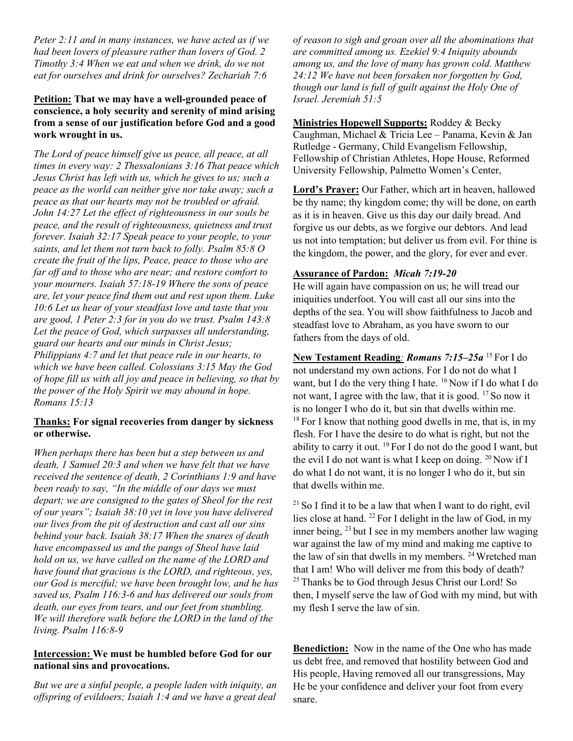*Peter 2:11 and in many instances, we have acted as if we had been lovers of pleasure rather than lovers of God. 2 Timothy 3:4 When we eat and when we drink, do we not eat for ourselves and drink for ourselves? Zechariah 7:6*

**Petition: That we may have a well-grounded peace of conscience, a holy security and serenity of mind arising from a sense of our justification before God and a good work wrought in us.**

*The Lord of peace himself give us peace, all peace, at all times in every way: 2 Thessalonians 3:16 That peace which Jesus Christ has left with us, which he gives to us; such a peace as the world can neither give nor take away; such a peace as that our hearts may not be troubled or afraid. John 14:27 Let the effect of righteousness in our souls be peace, and the result of righteousness, quietness and trust forever. Isaiah 32:17 Speak peace to your people, to your saints, and let them not turn back to folly. Psalm 85:8 O create the fruit of the lips, Peace, peace to those who are far off and to those who are near; and restore comfort to your mourners. Isaiah 57:18-19 Where the sons of peace are, let your peace find them out and rest upon them. Luke 10:6 Let us hear of your steadfast love and taste that you are good, 1 Peter 2:3 for in you do we trust. Psalm 143:8 Let the peace of God, which surpasses all understanding, guard our hearts and our minds in Christ Jesus; Philippians 4:7 and let that peace rule in our hearts, to which we have been called. Colossians 3:15 May the God of hope fill us with all joy and peace in believing, so that by the power of the Holy Spirit we may abound in hope. Romans 15:13*

**Thanks: For signal recoveries from danger by sickness or otherwise.**

*When perhaps there has been but a step between us and death, 1 Samuel 20:3 and when we have felt that we have received the sentence of death, 2 Corinthians 1:9 and have been ready to say, "In the middle of our days we must depart; we are consigned to the gates of Sheol for the rest of our years"; Isaiah 38:10 yet in love you have delivered our lives from the pit of destruction and cast all our sins behind your back. Isaiah 38:17 When the snares of death have encompassed us and the pangs of Sheol have laid hold on us, we have called on the name of the LORD and have found that gracious is the LORD, and righteous, yes, our God is merciful; we have been brought low, and he has saved us, Psalm 116:3-6 and has delivered our souls from death, our eyes from tears, and our feet from stumbling. We will therefore walk before the LORD in the land of the living. Psalm 116:8-9*

**Intercession: We must be humbled before God for our national sins and provocations.**

*But we are a sinful people, a people laden with iniquity, an offspring of evildoers; Isaiah 1:4 and we have a great deal of reason to sigh and groan over all the abominations that are committed among us. Ezekiel 9:4 Iniquity abounds among us, and the love of many has grown cold. Matthew 24:12 We have not been forsaken nor forgotten by God, though our land is full of guilt against the Holy One of Israel. Jeremiah 51:5*

**Ministries Hopewell Supports:** Roddey & Becky Caughman, Michael & Tricia Lee – Panama, Kevin & Jan Rutledge - Germany, Child Evangelism Fellowship, Fellowship of Christian Athletes, Hope House, Reformed University Fellowship, Palmetto Women's Center,

**Lord's Prayer:** Our Father, which art in heaven, hallowed be thy name; thy kingdom come; thy will be done, on earth as it is in heaven. Give us this day our daily bread. And forgive us our debts, as we forgive our debtors. And lead us not into temptation; but deliver us from evil. For thine is the kingdom, the power, and the glory, for ever and ever.

**Assurance of Pardon:** ***Micah 7:19-20***

He will again have compassion on us; he will tread our iniquities underfoot. You will cast all our sins into the depths of the sea. You will show faithfulness to Jacob and steadfast love to Abraham, as you have sworn to our fathers from the days of old.

**New Testament Reading*: Romans 7:15–25a*** [15] For I do not understand my own actions. For I do not do what I want, but I do the very thing I hate. [16] Now if I do what I do not want, I agree with the law, that it is good. [17] So now it is no longer I who do it, but sin that dwells within me. [18] For I know that nothing good dwells in me, that is, in my flesh. For I have the desire to do what is right, but not the ability to carry it out. [19] For I do not do the good I want, but the evil I do not want is what I keep on doing. [20] Now if I do what I do not want, it is no longer I who do it, but sin that dwells within me.

[21] So I find it to be a law that when I want to do right, evil lies close at hand. [22] For I delight in the law of God, in my inner being, [23] but I see in my members another law waging war against the law of my mind and making me captive to the law of sin that dwells in my members. [24] Wretched man that I am! Who will deliver me from this body of death? [25] Thanks be to God through Jesus Christ our Lord! So then, I myself serve the law of God with my mind, but with my flesh I serve the law of sin.

**Benediction:** Now in the name of the One who has made us debt free, and removed that hostility between God and His people, Having removed all our transgressions, May He be your confidence and deliver your foot from every snare.